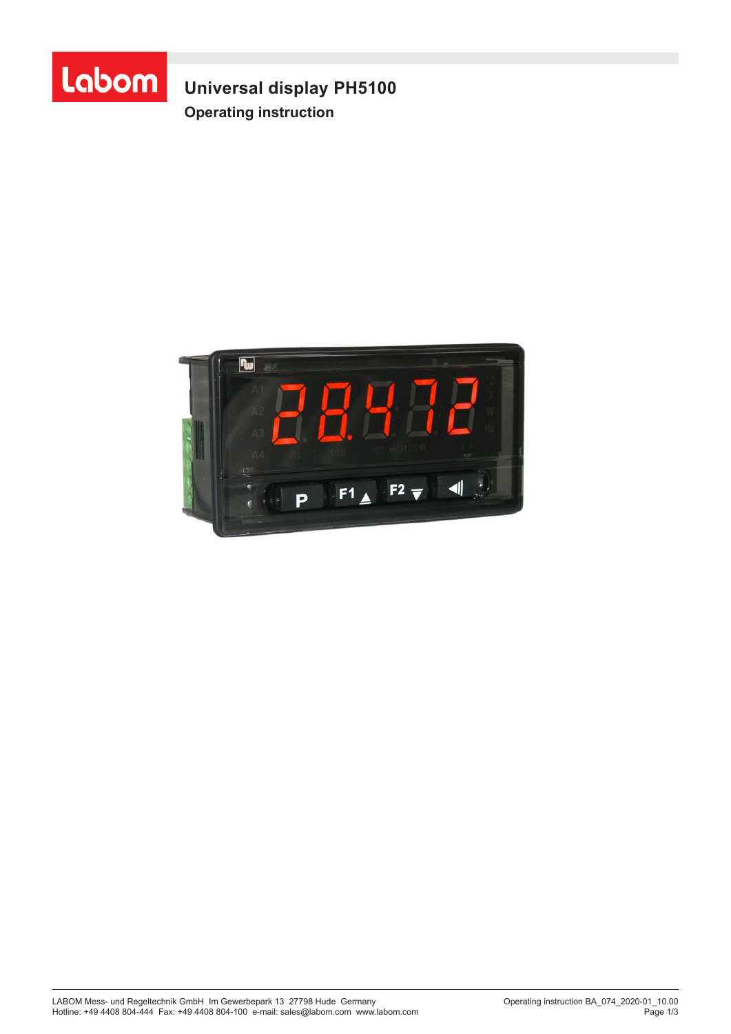# Universal display PH5100

## Operating instruction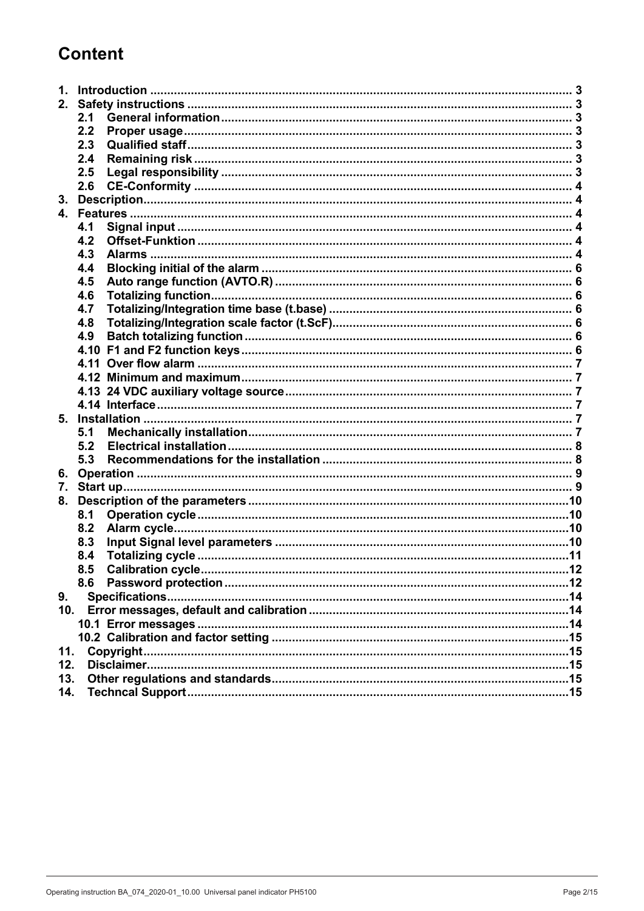# Content

1. Introduction ... 3
2. Safety instructions ... 3
   - 2.1 General information ... 3
   - 2.2 Proper usage ... 3
   - 2.3 Qualified staff ... 3
   - 2.4 Remaining risk ... 3
   - 2.5 Legal responsibility ... 3
   - 2.6 CE-Conformity ... 4
3. Description ... 4
4. Features ... 4
   - 4.1 Signal input ... 4
   - 4.2 Offset-Funktion ... 4
   - 4.3 Alarms ... 4
   - 4.4 Blocking initial of the alarm ... 6
   - 4.5 Auto range function (AVTO.R) ... 6
   - 4.6 Totalizing function ... 6
   - 4.7 Totalizing/Integration time base (t.base) ... 6
   - 4.8 Totalizing/Integration scale factor (t.ScF) ... 6
   - 4.9 Batch totalizing function ... 6
   - 4.10 F1 and F2 function keys ... 6
   - 4.11 Over flow alarm ... 7
   - 4.12 Minimum and maximum ... 7
   - 4.13 24 VDC auxiliary voltage source ... 7
   - 4.14 Interface ... 7
5. Installation ... 7
   - 5.1 Mechanically installation ... 7
   - 5.2 Electrical installation ... 8
   - 5.3 Recommendations for the installation ... 8
6. Operation ... 9
7. Start up ... 9
8. Description of the parameters ... 10
   - 8.1 Operation cycle ... 10
   - 8.2 Alarm cycle ... 10
   - 8.3 Input Signal level parameters ... 10
   - 8.4 Totalizing cycle ... 11
   - 8.5 Calibration cycle ... 12
   - 8.6 Password protection ... 12
9. Specifications ... 14
10. Error messages, default and calibration ... 14
    - 10.1 Error messages ... 14
    - 10.2 Calibration and factor setting ... 15
11. Copyright ... 15
12. Disclaimer ... 15
13. Other regulations and standards ... 15
14. Techncal Support ... 15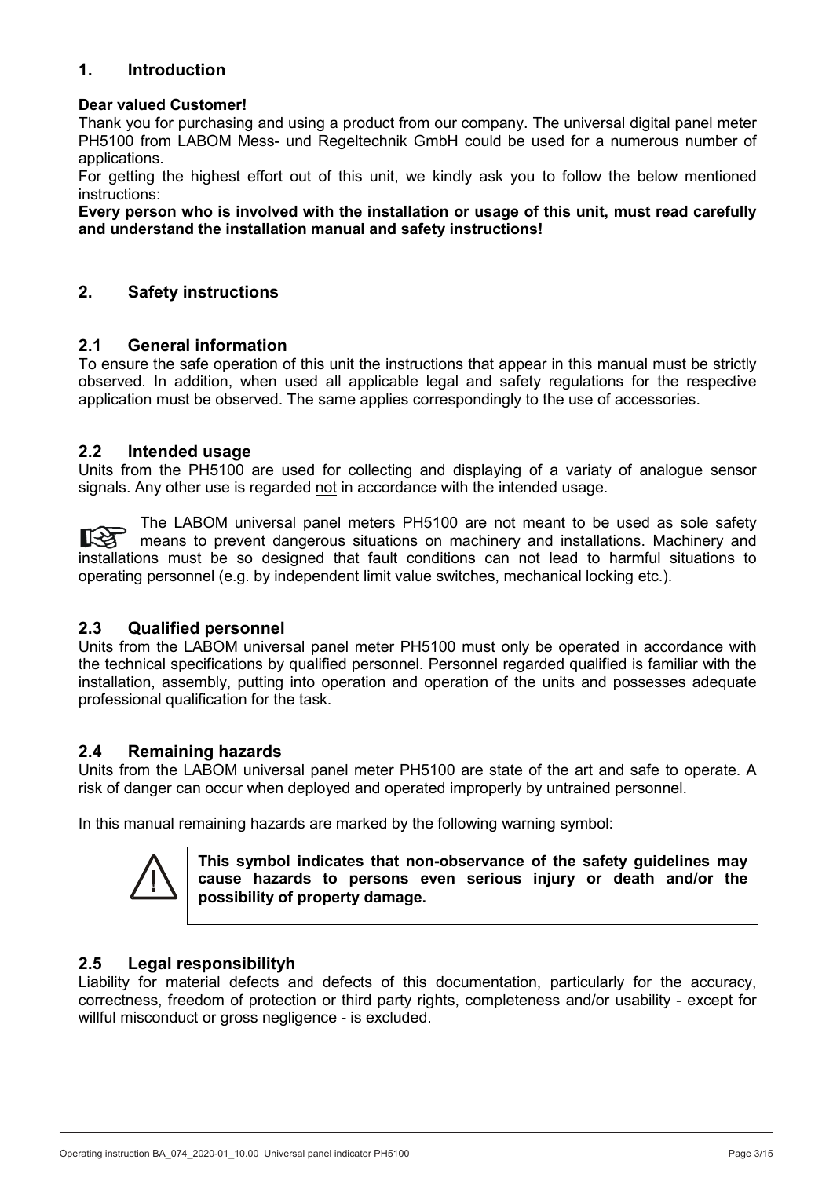# 1. Introduction

**Dear valued Customer!**

Thank you for purchasing and using a product from our company. The universal digital panel meter PH5100 from LABOM Mess- und Regeltechnik GmbH could be used for a numerous number of applications.

For getting the highest effort out of this unit, we kindly ask you to follow the below mentioned instructions:

**Every person who is involved with the installation or usage of this unit, must read carefully and understand the installation manual and safety instructions!**

# 2. Safety instructions

## 2.1 General information

To ensure the safe operation of this unit the instructions that appear in this manual must be strictly observed. In addition, when used all applicable legal and safety regulations for the respective application must be observed. The same applies correspondingly to the use of accessories.

## 2.2 Intended usage

Units from the PH5100 are used for collecting and displaying of a variaty of analogue sensor signals. Any other use is regarded not in accordance with the intended usage.

The LABOM universal panel meters PH5100 are not meant to be used as sole safety means to prevent dangerous situations on machinery and installations. Machinery and installations must be so designed that fault conditions can not lead to harmful situations to operating personnel (e.g. by independent limit value switches, mechanical locking etc.).

## 2.3 Qualified personnel

Units from the LABOM universal panel meter PH5100 must only be operated in accordance with the technical specifications by qualified personnel. Personnel regarded qualified is familiar with the installation, assembly, putting into operation and operation of the units and possesses adequate professional qualification for the task.

## 2.4 Remaining hazards

Units from the LABOM universal panel meter PH5100 are state of the art and safe to operate. A risk of danger can occur when deployed and operated improperly by untrained personnel.

In this manual remaining hazards are marked by the following warning symbol:

**This symbol indicates that non-observance of the safety guidelines may cause hazards to persons even serious injury or death and/or the possibility of property damage.**

## 2.5 Legal responsibilityh

Liability for material defects and defects of this documentation, particularly for the accuracy, correctness, freedom of protection or third party rights, completeness and/or usability - except for willful misconduct or gross negligence - is excluded.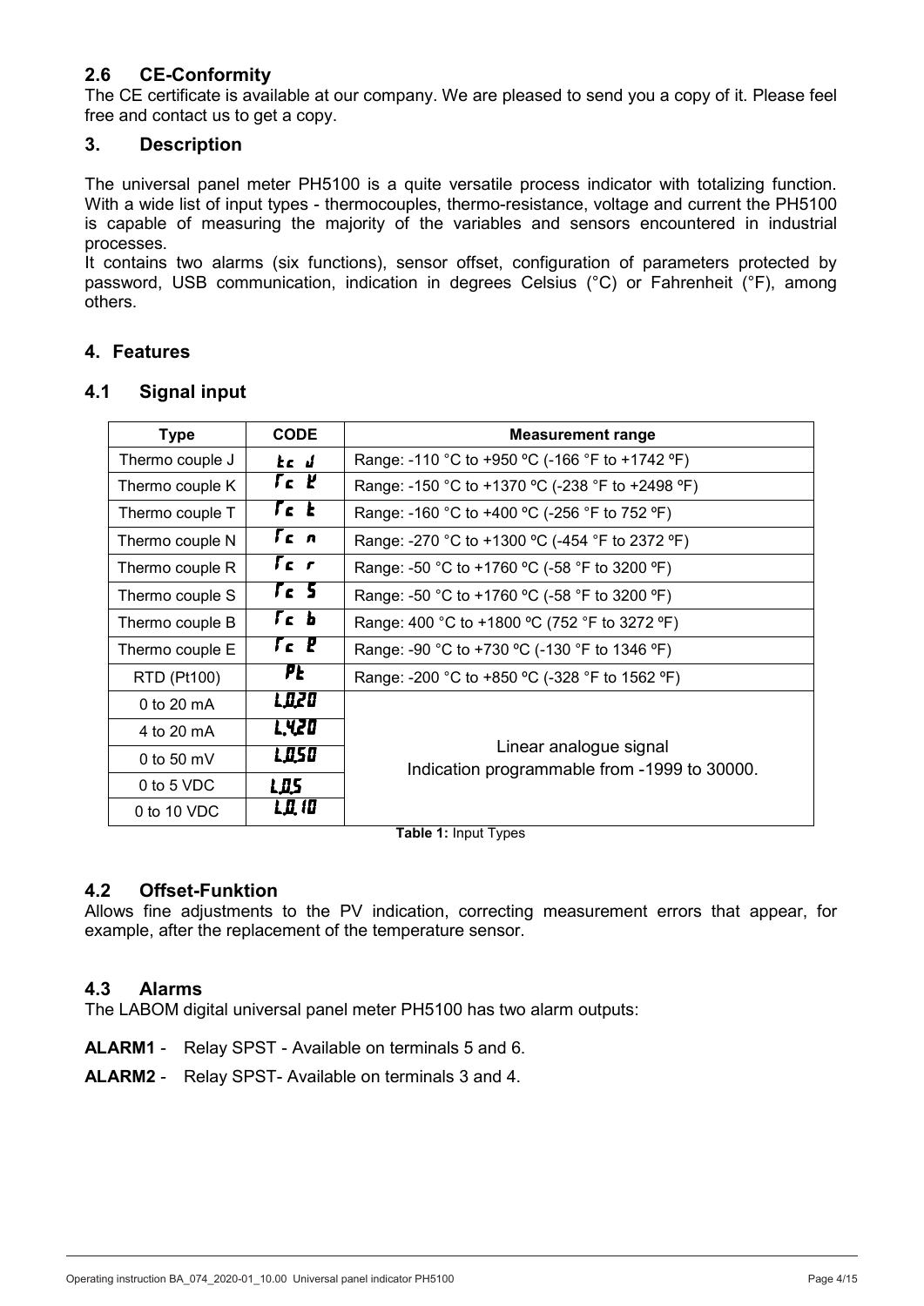## 2.6 CE-Conformity

The CE certificate is available at our company. We are pleased to send you a copy of it. Please feel free and contact us to get a copy.

## 3. Description

The universal panel meter PH5100 is a quite versatile process indicator with totalizing function. With a wide list of input types - thermocouples, thermo-resistance, voltage and current the PH5100 is capable of measuring the majority of the variables and sensors encountered in industrial processes.

It contains two alarms (six functions), sensor offset, configuration of parameters protected by password, USB communication, indication in degrees Celsius (°C) or Fahrenheit (°F), among others.

## 4. Features

## 4.1 Signal input

| Type | CODE | Measurement range |
|---|---|---|
| Thermo couple J | tc J | Range: -110 °C to +950 ºC (-166 °F to +1742 ºF) |
| Thermo couple K | tc K | Range: -150 °C to +1370 ºC (-238 °F to +2498 ºF) |
| Thermo couple T | tc t | Range: -160 °C to +400 ºC (-256 °F to 752 ºF) |
| Thermo couple N | tc n | Range: -270 °C to +1300 ºC (-454 °F to 2372 ºF) |
| Thermo couple R | tc r | Range: -50 °C to +1760 ºC (-58 °F to 3200 ºF) |
| Thermo couple S | tc S | Range: -50 °C to +1760 ºC (-58 °F to 3200 ºF) |
| Thermo couple B | tc b | Range: 400 °C to +1800 ºC (752 °F to 3272 ºF) |
| Thermo couple E | tc E | Range: -90 °C to +730 ºC (-130 °F to 1346 ºF) |
| RTD (Pt100) | Pt | Range: -200 °C to +850 ºC (-328 °F to 1562 ºF) |
| 0 to 20 mA | L0.20 | Linear analogue signal<br>Indication programmable from -1999 to 30000. |
| 4 to 20 mA | L4.20 | |
| 0 to 50 mV | L0.50 | |
| 0 to 5 VDC | L0.5 | |
| 0 to 10 VDC | L0.10 | |

**Table 1:** Input Types

## 4.2 Offset-Funktion

Allows fine adjustments to the PV indication, correcting measurement errors that appear, for example, after the replacement of the temperature sensor.

## 4.3 Alarms

The LABOM digital universal panel meter PH5100 has two alarm outputs:

**ALARM1** - Relay SPST - Available on terminals 5 and 6.

**ALARM2** - Relay SPST- Available on terminals 3 and 4.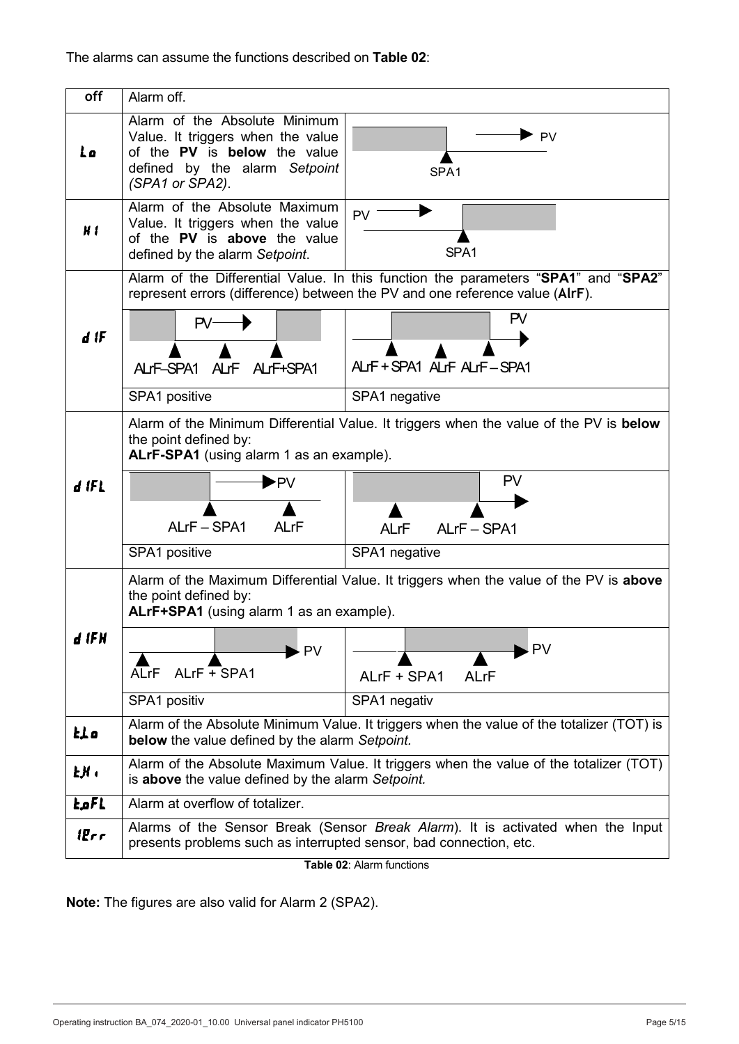The alarms can assume the functions described on **Table 02**:

| | | |
|---|---|---|
| **off** | Alarm off. | |
| **Lo** | Alarm of the Absolute Minimum Value. It triggers when the value of the **PV** is **below** the value defined by the alarm *Setpoint (SPA1 or SPA2)*. | PV<br>SPA1 |
| **HI** | Alarm of the Absolute Maximum Value. It triggers when the value of the **PV** is **above** the value defined by the alarm *Setpoint*. | PV<br>SPA1 |
| **dIF** | Alarm of the Differential Value. In this function the parameters "**SPA1**" and "**SPA2**" represent errors (difference) between the PV and one reference value (**AlrF**). | |
| | PV<br>ALrF–SPA1 ALrF ALrF+SPA1 | PV<br>ALrF + SPA1 ALrF ALrF – SPA1 |
| | SPA1 positive | SPA1 negative |
| **dIFL** | Alarm of the Minimum Differential Value. It triggers when the value of the PV is **below** the point defined by:<br>**ALrF-SPA1** (using alarm 1 as an example). | |
| | PV<br>ALrF – SPA1 ALrF | PV<br>ALrF ALrF – SPA1 |
| | SPA1 positive | SPA1 negative |
| **dIFH** | Alarm of the Maximum Differential Value. It triggers when the value of the PV is **above** the point defined by:<br>**ALrF+SPA1** (using alarm 1 as an example). | |
| | PV<br>ALrF ALrF + SPA1 | PV<br>ALrF + SPA1 ALrF |
| | SPA1 positiv | SPA1 negativ |
| **tLo** | Alarm of the Absolute Minimum Value. It triggers when the value of the totalizer (TOT) is **below** the value defined by the alarm *Setpoint.* | |
| **tHI** | Alarm of the Absolute Maximum Value. It triggers when the value of the totalizer (TOT) is **above** the value defined by the alarm *Setpoint.* | |
| **toFL** | Alarm at overflow of totalizer. | |
| **IErr** | Alarms of the Sensor Break (Sensor *Break Alarm*). It is activated when the Input presents problems such as interrupted sensor, bad connection, etc. | |

**Table 02**: Alarm functions

**Note:** The figures are also valid for Alarm 2 (SPA2).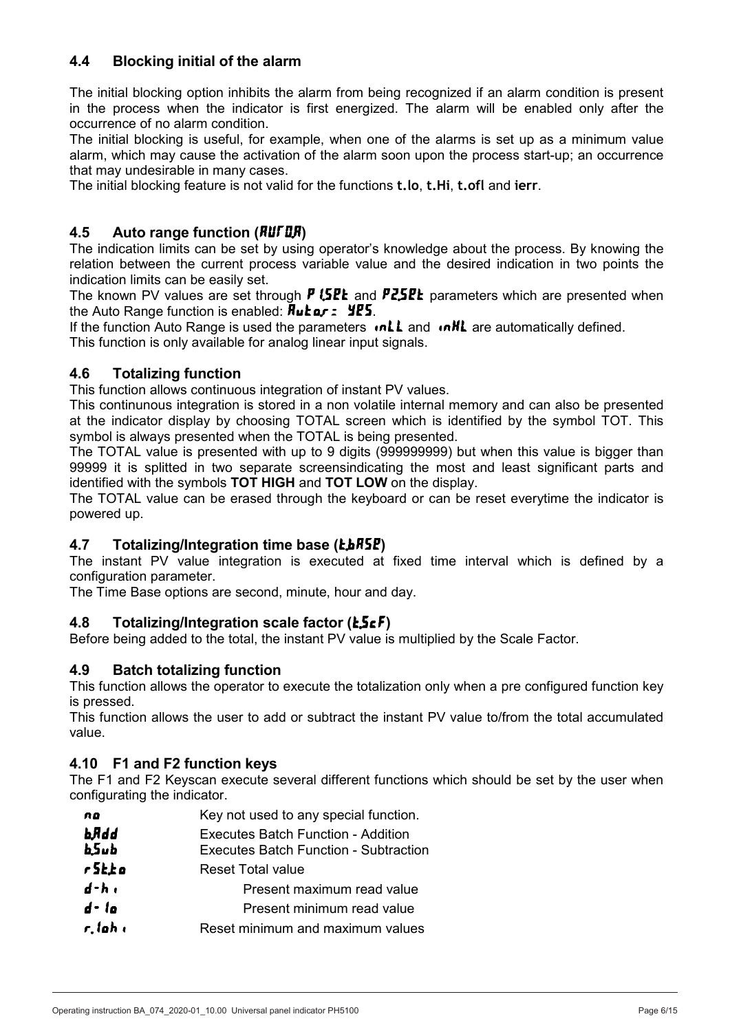## 4.4 Blocking initial of the alarm

The initial blocking option inhibits the alarm from being recognized if an alarm condition is present in the process when the indicator is first energized. The alarm will be enabled only after the occurrence of no alarm condition.

The initial blocking is useful, for example, when one of the alarms is set up as a minimum value alarm, which may cause the activation of the alarm soon upon the process start-up; an occurrence that may undesirable in many cases.

The initial blocking feature is not valid for the functions **t.lo**, **t.Hi**, **t.ofl** and **ierr**.

## 4.5 Auto range function (AUTOR)

The indication limits can be set by using operator's knowledge about the process. By knowing the relation between the current process variable value and the desired indication in two points the indication limits can be easily set.

The known PV values are set through **P1SEt** and **P2SEt** parameters which are presented when the Auto Range function is enabled: **Autor: YES**.

If the function Auto Range is used the parameters **inLL** and **inHL** are automatically defined.

This function is only available for analog linear input signals.

## 4.6 Totalizing function

This function allows continuous integration of instant PV values.

This continunous integration is stored in a non volatile internal memory and can also be presented at the indicator display by choosing TOTAL screen which is identified by the symbol TOT. This symbol is always presented when the TOTAL is being presented.

The TOTAL value is presented with up to 9 digits (999999999) but when this value is bigger than 99999 it is splitted in two separate screensindicating the most and least significant parts and identified with the symbols **TOT HIGH** and **TOT LOW** on the display.

The TOTAL value can be erased through the keyboard or can be reset everytime the indicator is powered up.

## 4.7 Totalizing/Integration time base (t.bASE)

The instant PV value integration is executed at fixed time interval which is defined by a configuration parameter.

The Time Base options are second, minute, hour and day.

## 4.8 Totalizing/Integration scale factor (t.ScF)

Before being added to the total, the instant PV value is multiplied by the Scale Factor.

## 4.9 Batch totalizing function

This function allows the operator to execute the totalization only when a pre configured function key is pressed.

This function allows the user to add or subtract the instant PV value to/from the total accumulated value.

## 4.10 F1 and F2 function keys

The F1 and F2 Keyscan execute several different functions which should be set by the user when configurating the indicator.

| | |
|---|---|
| **no** | Key not used to any special function. |
| **b.Add** | Executes Batch Function - Addition |
| **b.Sub** | Executes Batch Function - Subtraction |
| **rSt.to** | Reset Total value |
| **d-hi** | Present maximum read value |
| **d-lo** | Present minimum read value |
| **r.lohi** | Reset minimum and maximum values |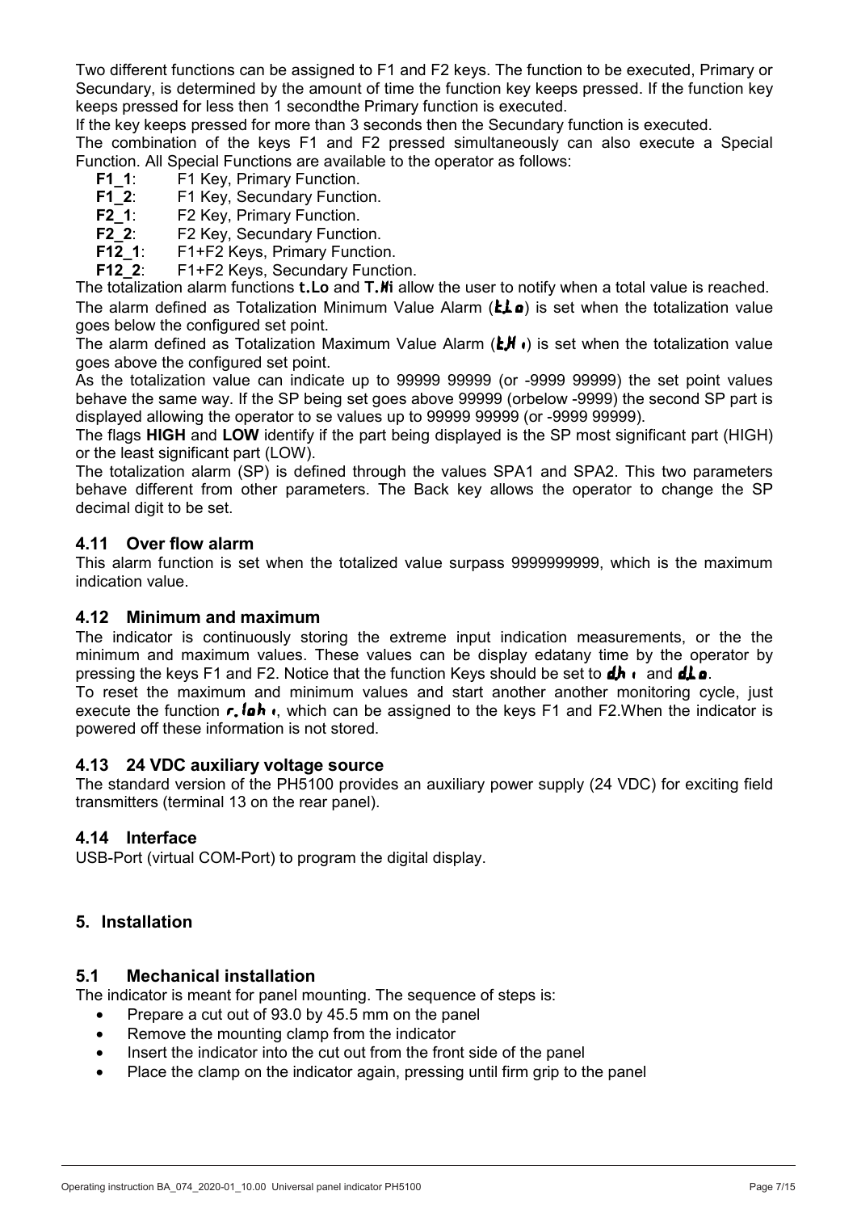Two different functions can be assigned to F1 and F2 keys. The function to be executed, Primary or Secundary, is determined by the amount of time the function key keeps pressed. If the function key keeps pressed for less then 1 secondthe Primary function is executed.

If the key keeps pressed for more than 3 seconds then the Secundary function is executed.

The combination of the keys F1 and F2 pressed simultaneously can also execute a Special Function. All Special Functions are available to the operator as follows:

- **F1_1**: F1 Key, Primary Function.
- **F1_2**: F1 Key, Secundary Function.
- **F2_1**: F2 Key, Primary Function.
- **F2_2**: F2 Key, Secundary Function.
- **F12_1**: F1+F2 Keys, Primary Function.
- **F12_2**: F1+F2 Keys, Secundary Function.

The totalization alarm functions **t.Lo** and **T.Hi** allow the user to notify when a total value is reached.

The alarm defined as Totalization Minimum Value Alarm (**tLo**) is set when the totalization value goes below the configured set point.

The alarm defined as Totalization Maximum Value Alarm (**tHi**) is set when the totalization value goes above the configured set point.

As the totalization value can indicate up to 99999 99999 (or -9999 99999) the set point values behave the same way. If the SP being set goes above 99999 (orbelow -9999) the second SP part is displayed allowing the operator to se values up to 99999 99999 (or -9999 99999).

The flags **HIGH** and **LOW** identify if the part being displayed is the SP most significant part (HIGH) or the least significant part (LOW).

The totalization alarm (SP) is defined through the values SPA1 and SPA2. This two parameters behave different from other parameters. The Back key allows the operator to change the SP decimal digit to be set.

### 4.11 Over flow alarm

This alarm function is set when the totalized value surpass 9999999999, which is the maximum indication value.

### 4.12 Minimum and maximum

The indicator is continuously storing the extreme input indication measurements, or the the minimum and maximum values. These values can be display edatany time by the operator by pressing the keys F1 and F2. Notice that the function Keys should be set to **dhi** and **dLo**.

To reset the maximum and minimum values and start another another monitoring cycle, just execute the function **r.lohi**, which can be assigned to the keys F1 and F2.When the indicator is powered off these information is not stored.

### 4.13 24 VDC auxiliary voltage source

The standard version of the PH5100 provides an auxiliary power supply (24 VDC) for exciting field transmitters (terminal 13 on the rear panel).

### 4.14 Interface

USB-Port (virtual COM-Port) to program the digital display.

## 5. Installation

### 5.1 Mechanical installation

The indicator is meant for panel mounting. The sequence of steps is:

- Prepare a cut out of 93.0 by 45.5 mm on the panel
- Remove the mounting clamp from the indicator
- Insert the indicator into the cut out from the front side of the panel
- Place the clamp on the indicator again, pressing until firm grip to the panel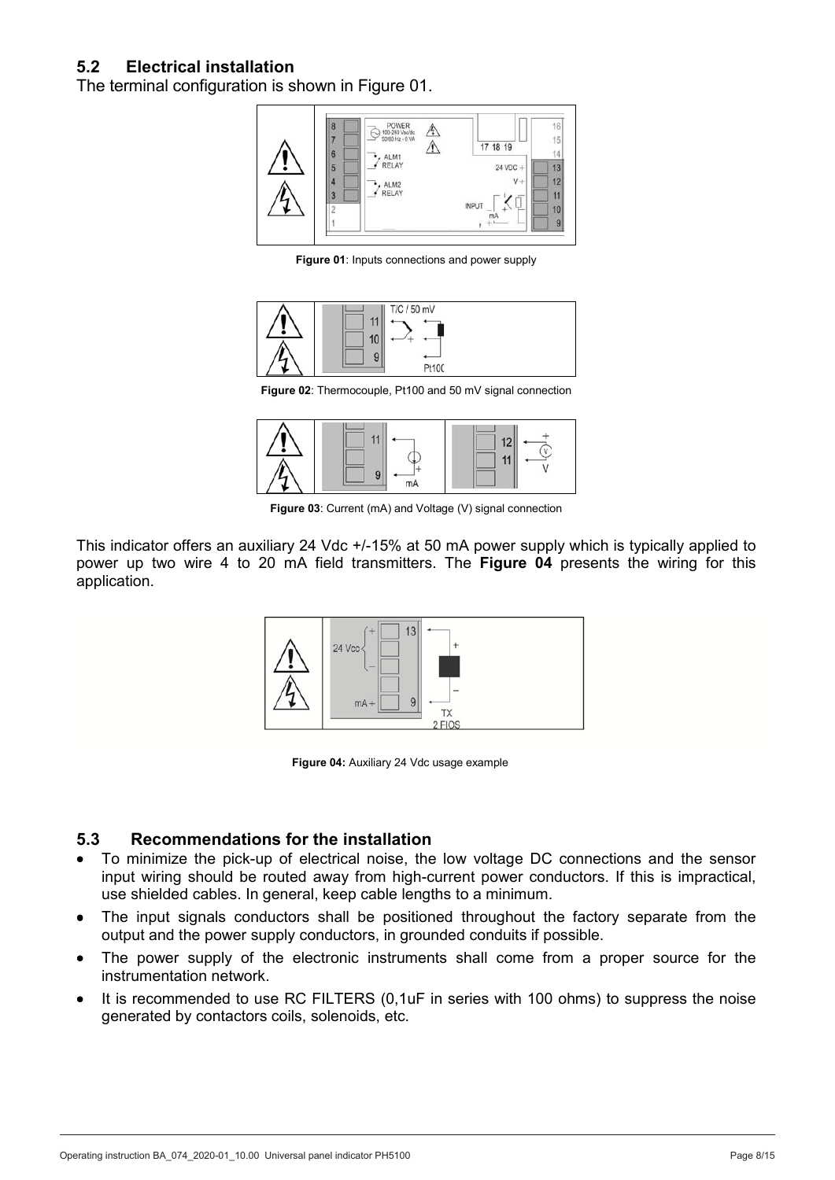## 5.2 Electrical installation

The terminal configuration is shown in Figure 01.

**Figure 01**: Inputs connections and power supply

**Figure 02**: Thermocouple, Pt100 and 50 mV signal connection

**Figure 03**: Current (mA) and Voltage (V) signal connection

This indicator offers an auxiliary 24 Vdc +/-15% at 50 mA power supply which is typically applied to power up two wire 4 to 20 mA field transmitters. The **Figure 04** presents the wiring for this application.

**Figure 04:** Auxiliary 24 Vdc usage example

## 5.3 Recommendations for the installation

- To minimize the pick-up of electrical noise, the low voltage DC connections and the sensor input wiring should be routed away from high-current power conductors. If this is impractical, use shielded cables. In general, keep cable lengths to a minimum.
- The input signals conductors shall be positioned throughout the factory separate from the output and the power supply conductors, in grounded conduits if possible.
- The power supply of the electronic instruments shall come from a proper source for the instrumentation network.
- It is recommended to use RC FILTERS (0,1uF in series with 100 ohms) to suppress the noise generated by contactors coils, solenoids, etc.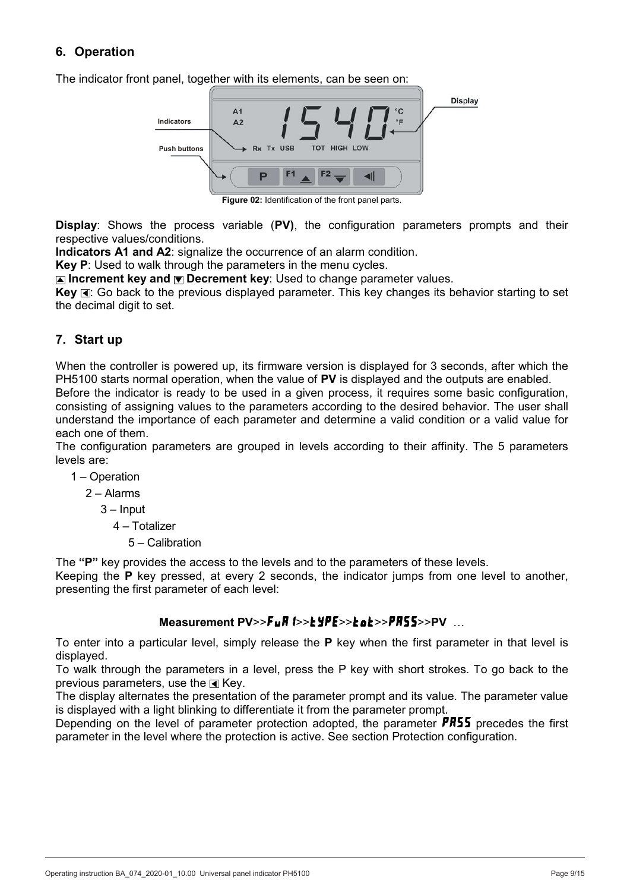## 6. Operation

The indicator front panel, together with its elements, can be seen on:

Figure 02: Identification of the front panel parts.

**Display**: Shows the process variable (**PV)**, the configuration parameters prompts and their respective values/conditions.

**Indicators A1 and A2**: signalize the occurrence of an alarm condition.

**Key P**: Used to walk through the parameters in the menu cycles.

▲ **Increment key and** ▼ **Decrement key**: Used to change parameter values.

**Key** ◄: Go back to the previous displayed parameter. This key changes its behavior starting to set the decimal digit to set.

## 7. Start up

When the controller is powered up, its firmware version is displayed for 3 seconds, after which the PH5100 starts normal operation, when the value of **PV** is displayed and the outputs are enabled.

Before the indicator is ready to be used in a given process, it requires some basic configuration, consisting of assigning values to the parameters according to the desired behavior. The user shall understand the importance of each parameter and determine a valid condition or a valid value for each one of them.

The configuration parameters are grouped in levels according to their affinity. The 5 parameters levels are:

1 – Operation
2 – Alarms
3 – Input
4 – Totalizer
5 – Calibration

The **"P"** key provides the access to the levels and to the parameters of these levels.

Keeping the **P** key pressed, at every 2 seconds, the indicator jumps from one level to another, presenting the first parameter of each level:

**Measurement PV>>FuA1>>tYPE>>tot>>PASS>>PV** …

To enter into a particular level, simply release the **P** key when the first parameter in that level is displayed.

To walk through the parameters in a level, press the P key with short strokes. To go back to the previous parameters, use the ◄ Key.

The display alternates the presentation of the parameter prompt and its value. The parameter value is displayed with a light blinking to differentiate it from the parameter prompt.

Depending on the level of parameter protection adopted, the parameter **PASS** precedes the first parameter in the level where the protection is active. See section Protection configuration.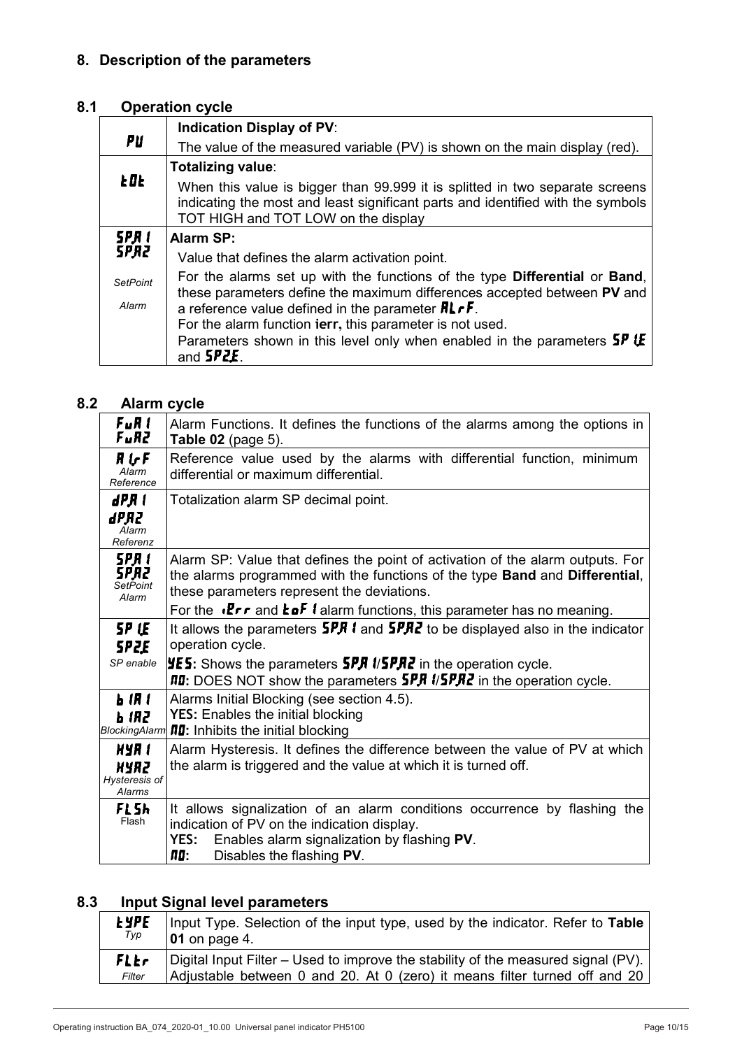## 8. Description of the parameters

### 8.1 Operation cycle

| | |
|---|---|
| **PV** | **Indication Display of PV**:<br>The value of the measured variable (PV) is shown on the main display (red). |
| **tOt** | **Totalizing value**:<br>When this value is bigger than 99.999 it is splitted in two separate screens indicating the most and least significant parts and identified with the symbols TOT HIGH and TOT LOW on the display |
| **SPA1**<br>**SPA2**<br>*SetPoint Alarm* | **Alarm SP:**<br>Value that defines the alarm activation point.<br>For the alarms set up with the functions of the type **Differential** or **Band**, these parameters define the maximum differences accepted between **PV** and a reference value defined in the parameter **ALrF**.<br>For the alarm function **ierr,** this parameter is not used.<br>Parameters shown in this level only when enabled in the parameters **SP1E** and **SP2E**. |

### 8.2 Alarm cycle

| | |
|---|---|
| **FuA1**<br>**FuA2** | Alarm Functions. It defines the functions of the alarms among the options in **Table 02** (page 5). |
| **ALrF**<br>*Alarm Reference* | Reference value used by the alarms with differential function, minimum differential or maximum differential. |
| **dPA1**<br>**dPA2**<br>*Alarm Referenz* | Totalization alarm SP decimal point. |
| **SPA1**<br>**SPA2**<br>*SetPoint Alarm* | Alarm SP: Value that defines the point of activation of the alarm outputs. For the alarms programmed with the functions of the type **Band** and **Differential**, these parameters represent the deviations.<br>For the **iErr** and **toF1** alarm functions, this parameter has no meaning. |
| **SP1E**<br>**SP2E**<br>*SP enable* | It allows the parameters **SPA1** and **SPA2** to be displayed also in the indicator operation cycle.<br>**YES:** Shows the parameters **SPA1/SPA2** in the operation cycle.<br>**NO:** DOES NOT show the parameters **SPA1/SPA2** in the operation cycle. |
| **bIA1**<br>**bIA2**<br>*BlockingAlarm* | Alarms Initial Blocking (see section 4.5).<br>**YES:** Enables the initial blocking<br>**NO:** Inhibits the initial blocking |
| **HYA1**<br>**HYA2**<br>*Hysteresis of Alarms* | Alarm Hysteresis. It defines the difference between the value of PV at which the alarm is triggered and the value at which it is turned off. |
| **FLSh**<br>Flash | It allows signalization of an alarm conditions occurrence by flashing the indication of PV on the indication display.<br>**YES:** Enables alarm signalization by flashing **PV**.<br>**NO:** Disables the flashing **PV**. |

### 8.3 Input Signal level parameters

| | |
|---|---|
| **tYPE**<br>*Typ* | Input Type. Selection of the input type, used by the indicator. Refer to **Table 01** on page 4. |
| **FLtr**<br>*Filter* | Digital Input Filter – Used to improve the stability of the measured signal (PV). Adjustable between 0 and 20. At 0 (zero) it means filter turned off and 20 |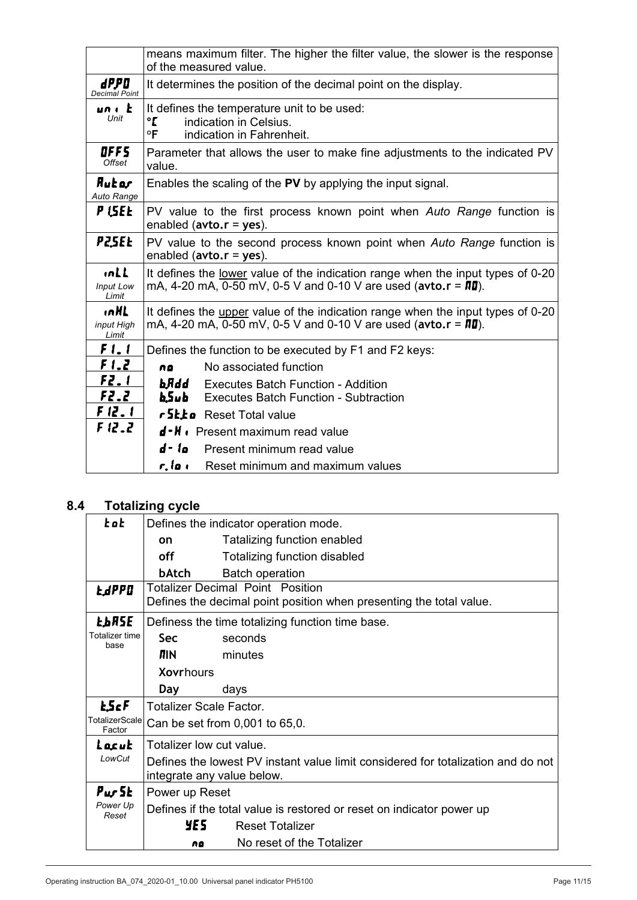| | |
|---|---|
| | means maximum filter. The higher the filter value, the slower is the response of the measured value. |
| **dPPO** *Decimal Point* | It determines the position of the decimal point on the display. |
| **unit** *Unit* | It defines the temperature unit to be used:<br>°C indication in Celsius.<br>°F indication in Fahrenheit. |
| **OFFS** *Offset* | Parameter that allows the user to make fine adjustments to the indicated PV value. |
| **Autor** *Auto Range* | Enables the scaling of the **PV** by applying the input signal. |
| **P1SEt** | PV value to the first process known point when *Auto Range* function is enabled (**avto.r** = **yes**). |
| **P2SEt** | PV value to the second process known point when *Auto Range* function is enabled (**avto.r** = **yes**). |
| **inLL** *Input Low Limit* | It defines the lower value of the indication range when the input types of 0-20 mA, 4-20 mA, 0-50 mV, 0-5 V and 0-10 V are used (**avto.r** = **NO**). |
| **inHL** *input High Limit* | It defines the upper value of the indication range when the input types of 0-20 mA, 4-20 mA, 0-50 mV, 0-5 V and 0-10 V are used (**avto.r** = **NO**). |
| **F1.1**<br>**F1.2**<br>**F2.1**<br>**F2.2**<br>**F12.1**<br>**F12.2** | Defines the function to be executed by F1 and F2 keys:<br>**no** No associated function<br>**bAdd** Executes Batch Function - Addition<br>**bSub** Executes Batch Function - Subtraction<br>**rStto** Reset Total value<br>**d-Hi** Present maximum read value<br>**d-lo** Present minimum read value<br>**r.loi** Reset minimum and maximum values |

## 8.4 Totalizing cycle

| | |
|---|---|
| **tot** | Defines the indicator operation mode.<br>**on** Tatalizing function enabled<br>**off** Totalizing function disabled<br>**bAtch** Batch operation |
| **tdPPO** | Totalizer Decimal Point Position<br>Defines the decimal point position when presenting the total value. |
| **tbASE** Totalizer time base | Definess the time totalizing function time base.<br>**Sec** seconds<br>**MIN** minutes<br>**Xovr**hours<br>**Day** days |
| **tScF** TotalizerScale Factor | Totalizer Scale Factor.<br>Can be set from 0,001 to 65,0. |
| **Locut** *LowCut* | Totalizer low cut value.<br>Defines the lowest PV instant value limit considered for totalization and do not integrate any value below. |
| **PurSt** *Power Up Reset* | Power up Reset<br>Defines if the total value is restored or reset on indicator power up<br>**YES** Reset Totalizer<br>**no** No reset of the Totalizer |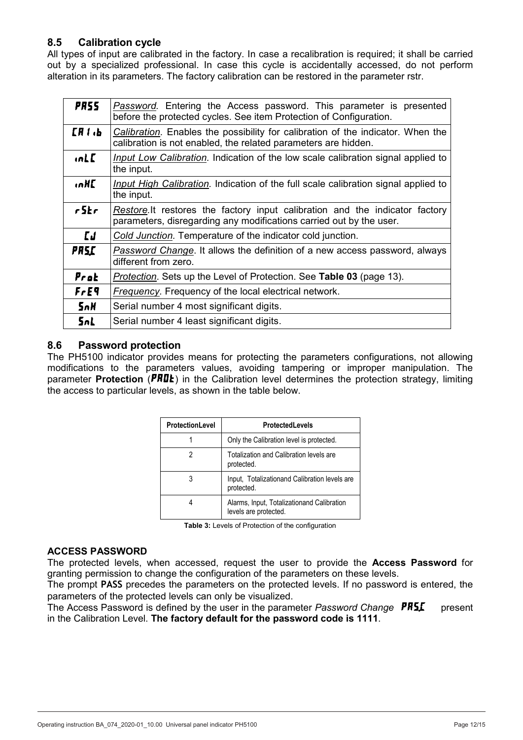## 8.5 Calibration cycle

All types of input are calibrated in the factory. In case a recalibration is required; it shall be carried out by a specialized professional. In case this cycle is accidentally accessed, do not perform alteration in its parameters. The factory calibration can be restored in the parameter rstr.

| | |
|---|---|
| **PASS** | *Password.* Entering the Access password. This parameter is presented before the protected cycles. See item Protection of Configuration. |
| **CAl.b** | *Calibration.* Enables the possibility for calibration of the indicator. When the calibration is not enabled, the related parameters are hidden. |
| **inLC** | *Input Low Calibration.* Indication of the low scale calibration signal applied to the input. |
| **inHC** | *Input High Calibration.* Indication of the full scale calibration signal applied to the input. |
| **rStr** | *Restore.* It restores the factory input calibration and the indicator factory parameters, disregarding any modifications carried out by the user. |
| **CJ** | *Cold Junction.* Temperature of the indicator cold junction. |
| **PASC** | *Password Change.* It allows the definition of a new access password, always different from zero. |
| **Prot** | *Protection.* Sets up the Level of Protection. See **Table 03** (page 13). |
| **FrEq** | *Frequency.* Frequency of the local electrical network. |
| **SnH** | Serial number 4 most significant digits. |
| **SnL** | Serial number 4 least significant digits. |

## 8.6 Password protection

The PH5100 indicator provides means for protecting the parameters configurations, not allowing modifications to the parameters values, avoiding tampering or improper manipulation. The parameter **Protection** (**PROt**) in the Calibration level determines the protection strategy, limiting the access to particular levels, as shown in the table below.

| ProtectionLevel | ProtectedLevels |
|---|---|
| 1 | Only the Calibration level is protected. |
| 2 | Totalization and Calibration levels are protected. |
| 3 | Input, Totalizationand Calibration levels are protected. |
| 4 | Alarms, Input, Totalizationand Calibration levels are protected. |

**Table 3:** Levels of Protection of the configuration

### ACCESS PASSWORD

The protected levels, when accessed, request the user to provide the **Access Password** for granting permission to change the configuration of the parameters on these levels.

The prompt **PASS** precedes the parameters on the protected levels. If no password is entered, the parameters of the protected levels can only be visualized.

The Access Password is defined by the user in the parameter *Password Change* **PASC** present in the Calibration Level. **The factory default for the password code is 1111**.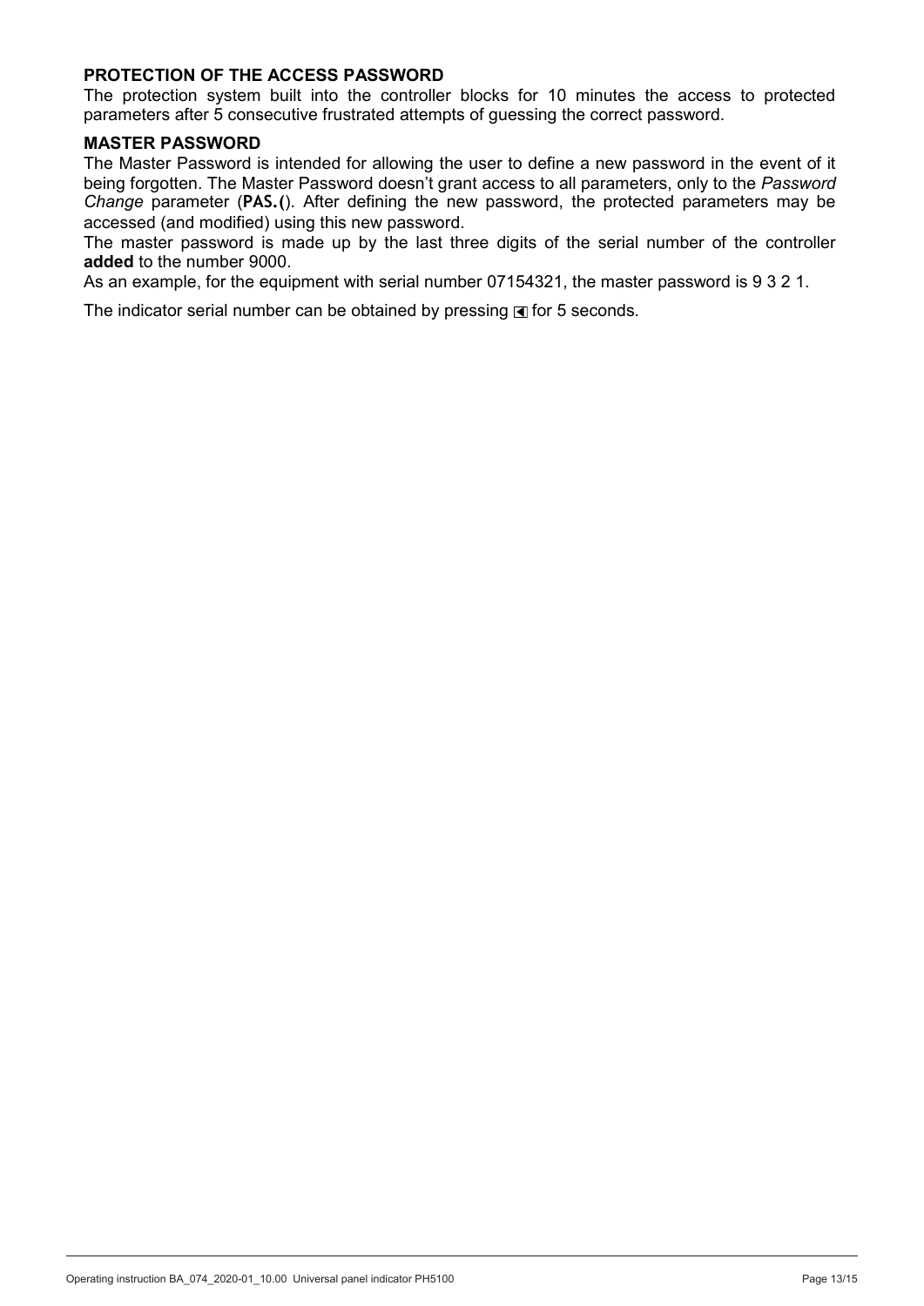### PROTECTION OF THE ACCESS PASSWORD

The protection system built into the controller blocks for 10 minutes the access to protected parameters after 5 consecutive frustrated attempts of guessing the correct password.

### MASTER PASSWORD

The Master Password is intended for allowing the user to define a new password in the event of it being forgotten. The Master Password doesn't grant access to all parameters, only to the *Password Change* parameter (**PAS.(**). After defining the new password, the protected parameters may be accessed (and modified) using this new password.

The master password is made up by the last three digits of the serial number of the controller **added** to the number 9000.

As an example, for the equipment with serial number 07154321, the master password is 9 3 2 1.

The indicator serial number can be obtained by pressing ◄ for 5 seconds.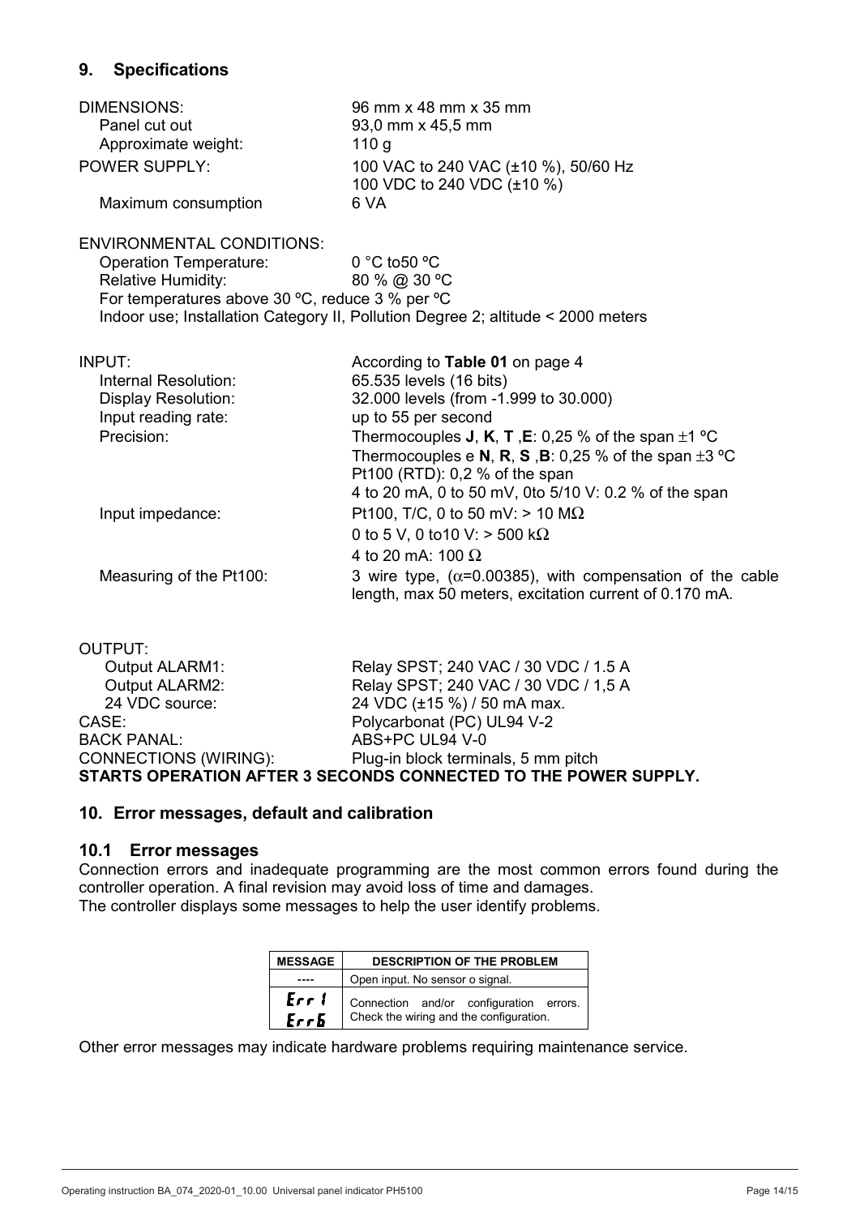## 9. Specifications

DIMENSIONS: 96 mm x 48 mm x 35 mm
- Panel cut out: 93,0 mm x 45,5 mm
- Approximate weight: 110 g

POWER SUPPLY: 100 VAC to 240 VAC (±10 %), 50/60 Hz
100 VDC to 240 VDC (±10 %)
- Maximum consumption: 6 VA

ENVIRONMENTAL CONDITIONS:
- Operation Temperature: 0 °C to50 ºC
- Relative Humidity: 80 % @ 30 ºC
- For temperatures above 30 ºC, reduce 3 % per ºC
- Indoor use; Installation Category II, Pollution Degree 2; altitude < 2000 meters

INPUT: According to **Table 01** on page 4
- Internal Resolution: 65.535 levels (16 bits)
- Display Resolution: 32.000 levels (from -1.999 to 30.000)
- Input reading rate: up to 55 per second
- Precision:
  - Thermocouples **J**, **K**, **T** ,**E**: 0,25 % of the span ±1 ºC
  - Thermocouples e **N**, **R**, **S** ,**B**: 0,25 % of the span ±3 ºC
  - Pt100 (RTD): 0,2 % of the span
  - 4 to 20 mA, 0 to 50 mV, 0to 5/10 V: 0.2 % of the span
- Input impedance:
  - Pt100, T/C, 0 to 50 mV: > 10 MΩ
  - 0 to 5 V, 0 to10 V: > 500 kΩ
  - 4 to 20 mA: 100 Ω
- Measuring of the Pt100: 3 wire type, (α=0.00385), with compensation of the cable length, max 50 meters, excitation current of 0.170 mA.

OUTPUT:
- Output ALARM1: Relay SPST; 240 VAC / 30 VDC / 1.5 A
- Output ALARM2: Relay SPST; 240 VAC / 30 VDC / 1,5 A
- 24 VDC source: 24 VDC (±15 %) / 50 mA max.

CASE: Polycarbonat (PC) UL94 V-2
BACK PANAL: ABS+PC UL94 V-0
CONNECTIONS (WIRING): Plug-in block terminals, 5 mm pitch

**STARTS OPERATION AFTER 3 SECONDS CONNECTED TO THE POWER SUPPLY.**

## 10. Error messages, default and calibration

### 10.1 Error messages

Connection errors and inadequate programming are the most common errors found during the controller operation. A final revision may avoid loss of time and damages.
The controller displays some messages to help the user identify problems.

| MESSAGE | DESCRIPTION OF THE PROBLEM |
|---|---|
| ---- | Open input. No sensor o signal. |
| Err1<br>Err6 | Connection and/or configuration errors. Check the wiring and the configuration. |

Other error messages may indicate hardware problems requiring maintenance service.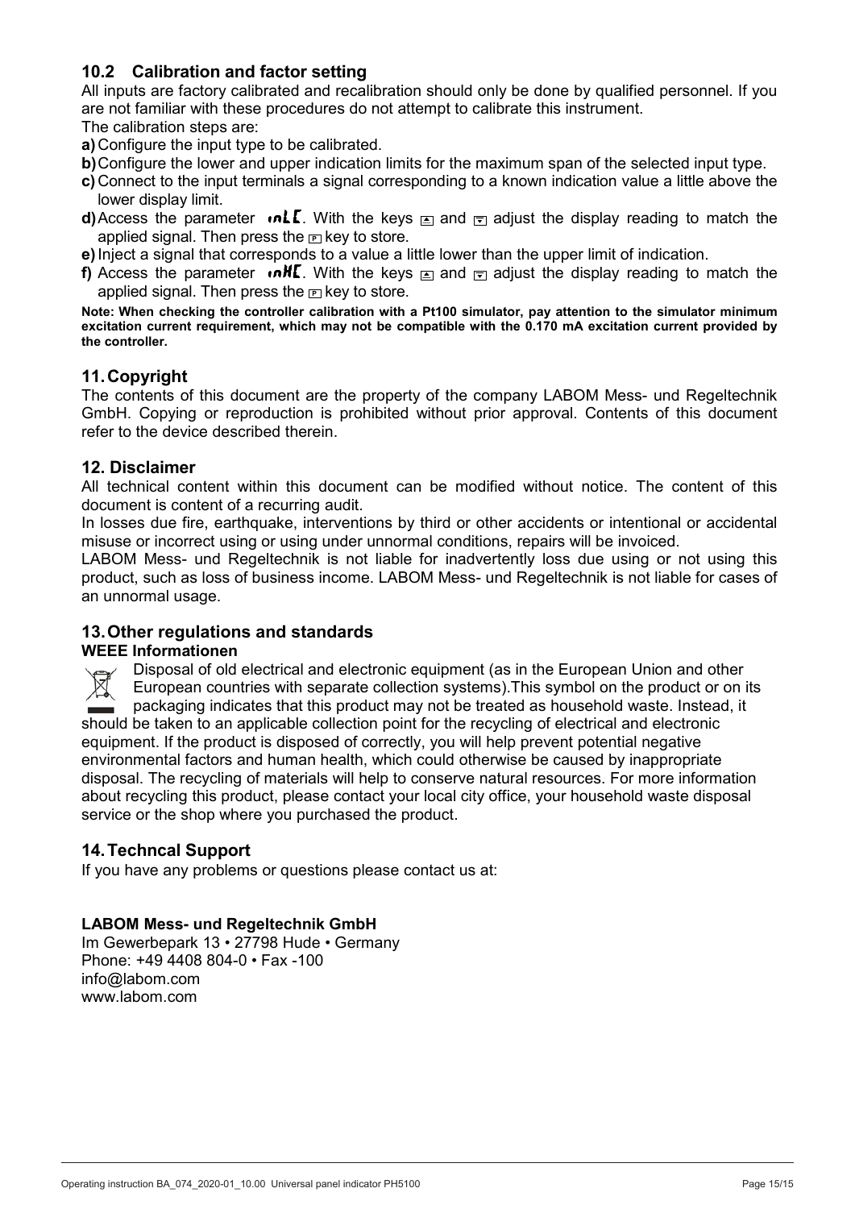## 10.2 Calibration and factor setting

All inputs are factory calibrated and recalibration should only be done by qualified personnel. If you are not familiar with these procedures do not attempt to calibrate this instrument.

The calibration steps are:

**a)** Configure the input type to be calibrated.

**b)** Configure the lower and upper indication limits for the maximum span of the selected input type.

**c)** Connect to the input terminals a signal corresponding to a known indication value a little above the lower display limit.

**d)** Access the parameter **inLC**. With the keys ▲ and ▼ adjust the display reading to match the applied signal. Then press the P key to store.

**e)** Inject a signal that corresponds to a value a little lower than the upper limit of indication.

**f)** Access the parameter **inHC**. With the keys ▲ and ▼ adjust the display reading to match the applied signal. Then press the P key to store.

**Note: When checking the controller calibration with a Pt100 simulator, pay attention to the simulator minimum excitation current requirement, which may not be compatible with the 0.170 mA excitation current provided by the controller.**

## 11. Copyright

The contents of this document are the property of the company LABOM Mess- und Regeltechnik GmbH. Copying or reproduction is prohibited without prior approval. Contents of this document refer to the device described therein.

## 12. Disclaimer

All technical content within this document can be modified without notice. The content of this document is content of a recurring audit.

In losses due fire, earthquake, interventions by third or other accidents or intentional or accidental misuse or incorrect using or using under unnormal conditions, repairs will be invoiced.

LABOM Mess- und Regeltechnik is not liable for inadvertently loss due using or not using this product, such as loss of business income. LABOM Mess- und Regeltechnik is not liable for cases of an unnormal usage.

## 13. Other regulations and standards

**WEEE Informationen**

Disposal of old electrical and electronic equipment (as in the European Union and other European countries with separate collection systems).This symbol on the product or on its packaging indicates that this product may not be treated as household waste. Instead, it should be taken to an applicable collection point for the recycling of electrical and electronic equipment. If the product is disposed of correctly, you will help prevent potential negative environmental factors and human health, which could otherwise be caused by inappropriate disposal. The recycling of materials will help to conserve natural resources. For more information about recycling this product, please contact your local city office, your household waste disposal service or the shop where you purchased the product.

## 14. Techncal Support

If you have any problems or questions please contact us at:

**LABOM Mess- und Regeltechnik GmbH**
Im Gewerbepark 13 • 27798 Hude • Germany
Phone: +49 4408 804-0 • Fax -100
info@labom.com
www.labom.com